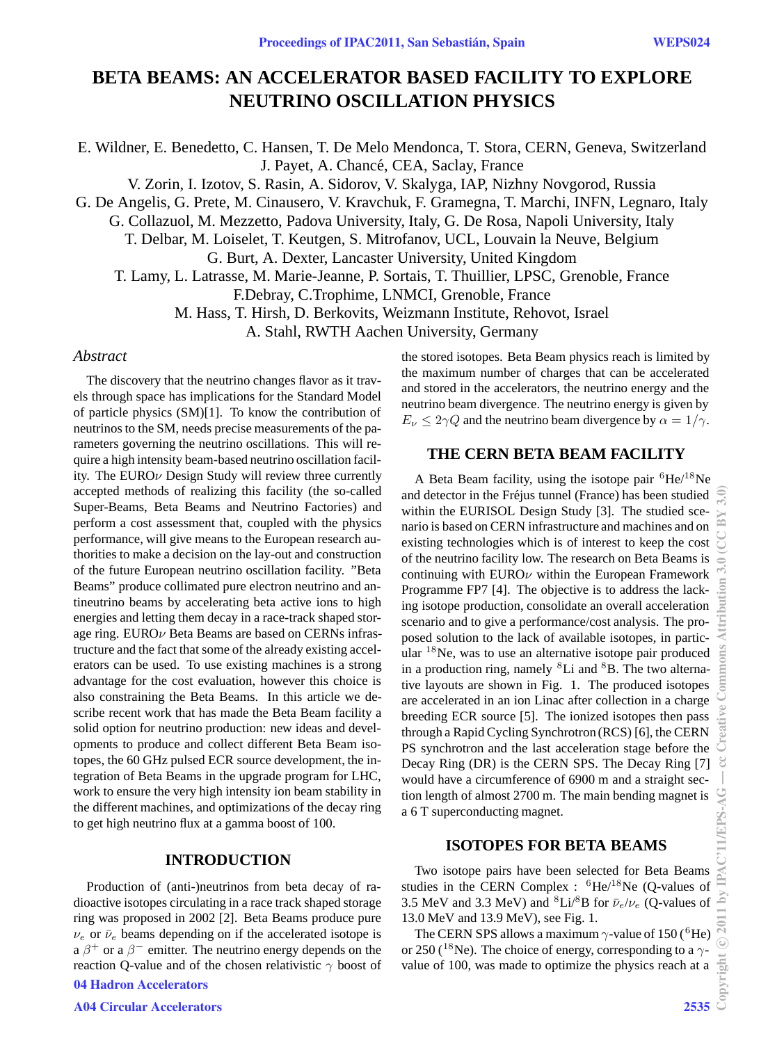# BETA BEAMS: AN ACCELERATOR BASED FACILITY TO EXPLORE NEUTRINO OSCILLATION PHYSICS

E. Wildner, E. Benedetto, C. Hansen, T. De Melo Mendonca, T. Stora, CERN, Geneva, Switzerland
J. Payet, A. Chancé, CEA, Saclay, France
V. Zorin, I. Izotov, S. Rasin, A. Sidorov, V. Skalyga, IAP, Nizhny Novgorod, Russia
G. De Angelis, G. Prete, M. Cinausero, V. Kravchuk, F. Gramegna, T. Marchi, INFN, Legnaro, Italy
G. Collazuol, M. Mezzetto, Padova University, Italy, G. De Rosa, Napoli University, Italy
T. Delbar, M. Loiselet, T. Keutgen, S. Mitrofanov, UCL, Louvain la Neuve, Belgium
G. Burt, A. Dexter, Lancaster University, United Kingdom
T. Lamy, L. Latrasse, M. Marie-Jeanne, P. Sortais, T. Thuillier, LPSC, Grenoble, France
F.Debray, C.Trophime, LNMCI, Grenoble, France
M. Hass, T. Hirsh, D. Berkovits, Weizmann Institute, Rehovot, Israel
A. Stahl, RWTH Aachen University, Germany

*Abstract*

The discovery that the neutrino changes flavor as it travels through space has implications for the Standard Model of particle physics (SM)[1]. To know the contribution of neutrinos to the SM, needs precise measurements of the parameters governing the neutrino oscillations. This will require a high intensity beam-based neutrino oscillation facility. The EURO$\nu$ Design Study will review three currently accepted methods of realizing this facility (the so-called Super-Beams, Beta Beams and Neutrino Factories) and perform a cost assessment that, coupled with the physics performance, will give means to the European research authorities to make a decision on the lay-out and construction of the future European neutrino oscillation facility. "Beta Beams" produce collimated pure electron neutrino and antineutrino beams by accelerating beta active ions to high energies and letting them decay in a race-track shaped storage ring. EURO$\nu$ Beta Beams are based on CERNs infrastructure and the fact that some of the already existing accelerators can be used. To use existing machines is a strong advantage for the cost evaluation, however this choice is also constraining the Beta Beams. In this article we describe recent work that has made the Beta Beam facility a solid option for neutrino production: new ideas and developments to produce and collect different Beta Beam isotopes, the 60 GHz pulsed ECR source development, the integration of Beta Beams in the upgrade program for LHC, work to ensure the very high intensity ion beam stability in the different machines, and optimizations of the decay ring to get high neutrino flux at a gamma boost of 100.

## INTRODUCTION

Production of (anti-)neutrinos from beta decay of radioactive isotopes circulating in a race track shaped storage ring was proposed in 2002 [2]. Beta Beams produce pure $\nu_e$ or $\bar{\nu}_e$ beams depending on if the accelerated isotope is a $\beta^+$ or a $\beta^-$ emitter. The neutrino energy depends on the reaction Q-value and of the chosen relativistic $\gamma$ boost of the stored isotopes. Beta Beam physics reach is limited by the maximum number of charges that can be accelerated and stored in the accelerators, the neutrino energy and the neutrino beam divergence. The neutrino energy is given by $E_\nu \leq 2\gamma Q$ and the neutrino beam divergence by $\alpha = 1/\gamma$.

## THE CERN BETA BEAM FACILITY

A Beta Beam facility, using the isotope pair $^{6}$He/$^{18}$Ne and detector in the Fréjus tunnel (France) has been studied within the EURISOL Design Study [3]. The studied scenario is based on CERN infrastructure and machines and on existing technologies which is of interest to keep the cost of the neutrino facility low. The research on Beta Beams is continuing with EURO$\nu$ within the European Framework Programme FP7 [4]. The objective is to address the lacking isotope production, consolidate an overall acceleration scenario and to give a performance/cost analysis. The proposed solution to the lack of available isotopes, in particular $^{18}$Ne, was to use an alternative isotope pair produced in a production ring, namely $^{8}$Li and $^{8}$B. The two alternative layouts are shown in Fig. 1. The produced isotopes are accelerated in an ion Linac after collection in a charge breeding ECR source [5]. The ionized isotopes then pass through a Rapid Cycling Synchrotron (RCS) [6], the CERN PS synchrotron and the last acceleration stage before the Decay Ring (DR) is the CERN SPS. The Decay Ring [7] would have a circumference of 6900 m and a straight section length of almost 2700 m. The main bending magnet is a 6 T superconducting magnet.

## ISOTOPES FOR BETA BEAMS

Two isotope pairs have been selected for Beta Beams studies in the CERN Complex : $^{6}$He/$^{18}$Ne (Q-values of 3.5 MeV and 3.3 MeV) and $^{8}$Li/$^{8}$B for $\bar{\nu}_e/\nu_e$ (Q-values of 13.0 MeV and 13.9 MeV), see Fig. 1.

The CERN SPS allows a maximum $\gamma$-value of 150 ($^{6}$He) or 250 ($^{18}$Ne). The choice of energy, corresponding to a $\gamma$-value of 100, was made to optimize the physics reach at a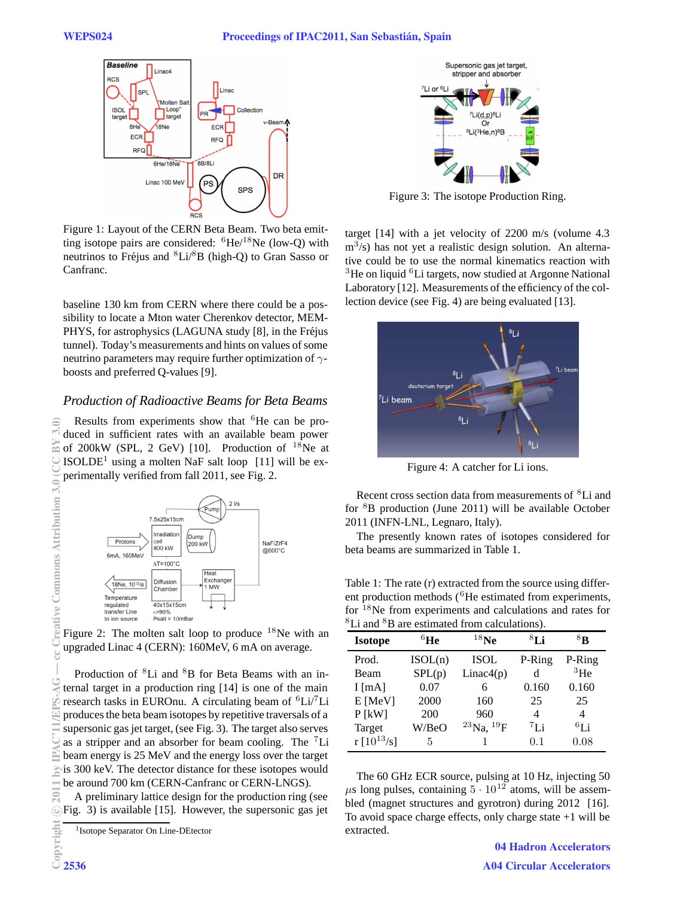Figure 1: Layout of the CERN Beta Beam. Two beta emitting isotope pairs are considered: $^{6}$He/$^{18}$Ne (low-Q) with neutrinos to Fréjus and $^{8}$Li/$^{8}$B (high-Q) to Gran Sasso or Canfranc.

baseline 130 km from CERN where there could be a possibility to locate a Mton water Cherenkov detector, MEMPHYS, for astrophysics (LAGUNA study [8], in the Fréjus tunnel). Today's measurements and hints on values of some neutrino parameters may require further optimization of $\gamma$-boosts and preferred Q-values [9].

## *Production of Radioactive Beams for Beta Beams*

Results from experiments show that $^{6}$He can be produced in sufficient rates with an available beam power of 200kW (SPL, 2 GeV) [10]. Production of $^{18}$Ne at ISOLDE[1] using a molten NaF salt loop [11] will be experimentally verified from fall 2011, see Fig. 2.

Figure 2: The molten salt loop to produce $^{18}$Ne with an upgraded Linac 4 (CERN): 160MeV, 6 mA on average.

Production of $^{8}$Li and $^{8}$B for Beta Beams with an internal target in a production ring [14] is one of the main research tasks in EUROnu. A circulating beam of $^{6}$Li/$^{7}$Li produces the beta beam isotopes by repetitive traversals of a supersonic gas jet target, (see Fig. 3). The target also serves as a stripper and an absorber for beam cooling. The $^{7}$Li beam energy is 25 MeV and the energy loss over the target is 300 keV. The detector distance for these isotopes would be around 700 km (CERN-Canfranc or CERN-LNGS).

A preliminary lattice design for the production ring (see Fig. 3) is available [15]. However, the supersonic gas jet target [14] with a jet velocity of 2200 m/s (volume 4.3 m$^3$/s) has not yet a realistic design solution. An alternative could be to use the normal kinematics reaction with $^{3}$He on liquid $^{6}$Li targets, now studied at Argonne National Laboratory [12]. Measurements of the efficiency of the collection device (see Fig. 4) are being evaluated [13].

[1] Isotope Separator On Line-DEtector

Figure 3: The isotope Production Ring.

Figure 4: A catcher for Li ions.

Recent cross section data from measurements of $^{8}$Li and for $^{8}$B production (June 2011) will be available October 2011 (INFN-LNL, Legnaro, Italy).

The presently known rates of isotopes considered for beta beams are summarized in Table 1.

Table 1: The rate (r) extracted from the source using different production methods ($^{6}$He estimated from experiments, for $^{18}$Ne from experiments and calculations and rates for $^{8}$Li and $^{8}$B are estimated from calculations).

| Isotope | $^{6}$He | $^{18}$Ne | $^{8}$Li | $^{8}$B |
|---|---|---|---|---|
| Prod. | ISOL(n) | ISOL | P-Ring | P-Ring |
| Beam | SPL(p) | Linac4(p) | d | $^{3}$He |
| I [mA] | 0.07 | 6 | 0.160 | 0.160 |
| E [MeV] | 2000 | 160 | 25 | 25 |
| P [kW] | 200 | 960 | 4 | 4 |
| Target | W/BeO | $^{23}$Na, $^{19}$F | $^{7}$Li | $^{6}$Li |
| r [$10^{13}$/s] | 5 | 1 | 0.1 | 0.08 |

The 60 GHz ECR source, pulsing at 10 Hz, injecting 50 $\mu$s long pulses, containing $5 \cdot 10^{12}$ atoms, will be assembled (magnet structures and gyrotron) during 2012 [16]. To avoid space charge effects, only charge state +1 will be extracted.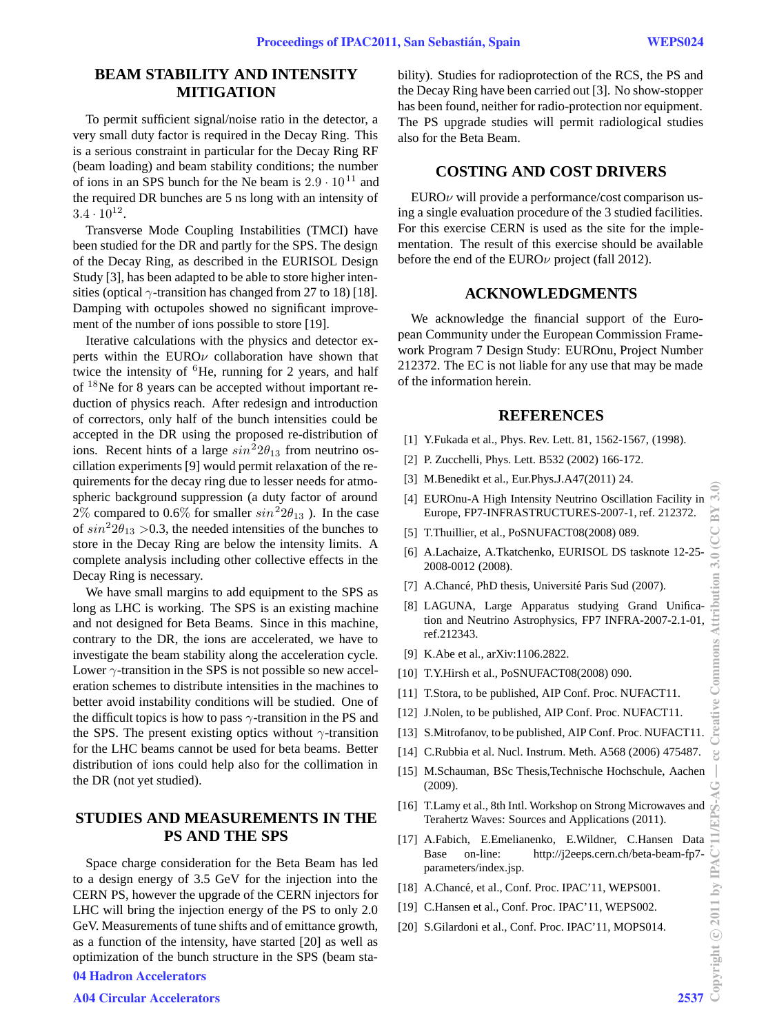## BEAM STABILITY AND INTENSITY MITIGATION

To permit sufficient signal/noise ratio in the detector, a very small duty factor is required in the Decay Ring. This is a serious constraint in particular for the Decay Ring RF (beam loading) and beam stability conditions; the number of ions in an SPS bunch for the Ne beam is $2.9 \cdot 10^{11}$ and the required DR bunches are 5 ns long with an intensity of $3.4 \cdot 10^{12}$.

Transverse Mode Coupling Instabilities (TMCI) have been studied for the DR and partly for the SPS. The design of the Decay Ring, as described in the EURISOL Design Study [3], has been adapted to be able to store higher intensities (optical $\gamma$-transition has changed from 27 to 18) [18]. Damping with octupoles showed no significant improvement of the number of ions possible to store [19].

Iterative calculations with the physics and detector experts within the EURO$\nu$ collaboration have shown that twice the intensity of $^{6}$He, running for 2 years, and half of $^{18}$Ne for 8 years can be accepted without important reduction of physics reach. After redesign and introduction of correctors, only half of the bunch intensities could be accepted in the DR using the proposed re-distribution of ions. Recent hints of a large $sin^2 2\theta_{13}$ from neutrino oscillation experiments [9] would permit relaxation of the requirements for the decay ring due to lesser needs for atmospheric background suppression (a duty factor of around 2% compared to 0.6% for smaller $sin^2 2\theta_{13}$ ). In the case of $sin^2 2\theta_{13} > 0.3$, the needed intensities of the bunches to store in the Decay Ring are below the intensity limits. A complete analysis including other collective effects in the Decay Ring is necessary.

We have small margins to add equipment to the SPS as long as LHC is working. The SPS is an existing machine and not designed for Beta Beams. Since in this machine, contrary to the DR, the ions are accelerated, we have to investigate the beam stability along the acceleration cycle. Lower $\gamma$-transition in the SPS is not possible so new acceleration schemes to distribute intensities in the machines to better avoid instability conditions will be studied. One of the difficult topics is how to pass $\gamma$-transition in the PS and the SPS. The present existing optics without $\gamma$-transition for the LHC beams cannot be used for beta beams. Better distribution of ions could help also for the collimation in the DR (not yet studied).

## STUDIES AND MEASUREMENTS IN THE PS AND THE SPS

Space charge consideration for the Beta Beam has led to a design energy of 3.5 GeV for the injection into the CERN PS, however the upgrade of the CERN injectors for LHC will bring the injection energy of the PS to only 2.0 GeV. Measurements of tune shifts and of emittance growth, as a function of the intensity, have started [20] as well as optimization of the bunch structure in the SPS (beam stability). Studies for radioprotection of the RCS, the PS and the Decay Ring have been carried out [3]. No show-stopper has been found, neither for radio-protection nor equipment. The PS upgrade studies will permit radiological studies also for the Beta Beam.

## COSTING AND COST DRIVERS

EURO$\nu$ will provide a performance/cost comparison using a single evaluation procedure of the 3 studied facilities. For this exercise CERN is used as the site for the implementation. The result of this exercise should be available before the end of the EURO$\nu$ project (fall 2012).

## ACKNOWLEDGMENTS

We acknowledge the financial support of the European Community under the European Commission Framework Program 7 Design Study: EUROnu, Project Number 212372. The EC is not liable for any use that may be made of the information herein.

## REFERENCES

[1] Y.Fukada et al., Phys. Rev. Lett. 81, 1562-1567, (1998).

[2] P. Zucchelli, Phys. Lett. B532 (2002) 166-172.

[3] M.Benedikt et al., Eur.Phys.J.A47(2011) 24.

[4] EUROnu-A High Intensity Neutrino Oscillation Facility in Europe, FP7-INFRASTRUCTURES-2007-1, ref. 212372.

[5] T.Thuillier, et al., PoSNUFACT08(2008) 089.

[6] A.Lachaize, A.Tkatchenko, EURISOL DS tasknote 12-25-2008-0012 (2008).

[7] A.Chancé, PhD thesis, Université Paris Sud (2007).

[8] LAGUNA, Large Apparatus studying Grand Unification and Neutrino Astrophysics, FP7 INFRA-2007-2.1-01, ref.212343.

[9] K.Abe et al., arXiv:1106.2822.

[10] T.Y.Hirsh et al., PoSNUFACT08(2008) 090.

[11] T.Stora, to be published, AIP Conf. Proc. NUFACT11.

[12] J.Nolen, to be published, AIP Conf. Proc. NUFACT11.

[13] S.Mitrofanov, to be published, AIP Conf. Proc. NUFACT11.

[14] C.Rubbia et al. Nucl. Instrum. Meth. A568 (2006) 475487.

[15] M.Schauman, BSc Thesis,Technische Hochschule, Aachen (2009).

[16] T.Lamy et al., 8th Intl. Workshop on Strong Microwaves and Terahertz Waves: Sources and Applications (2011).

[17] A.Fabich, E.Emelianenko, E.Wildner, C.Hansen Data Base on-line: http://j2eeps.cern.ch/beta-beam-fp7-parameters/index.jsp.

[18] A.Chancé, et al., Conf. Proc. IPAC'11, WEPS001.

[19] C.Hansen et al., Conf. Proc. IPAC'11, WEPS002.

[20] S.Gilardoni et al., Conf. Proc. IPAC'11, MOPS014.